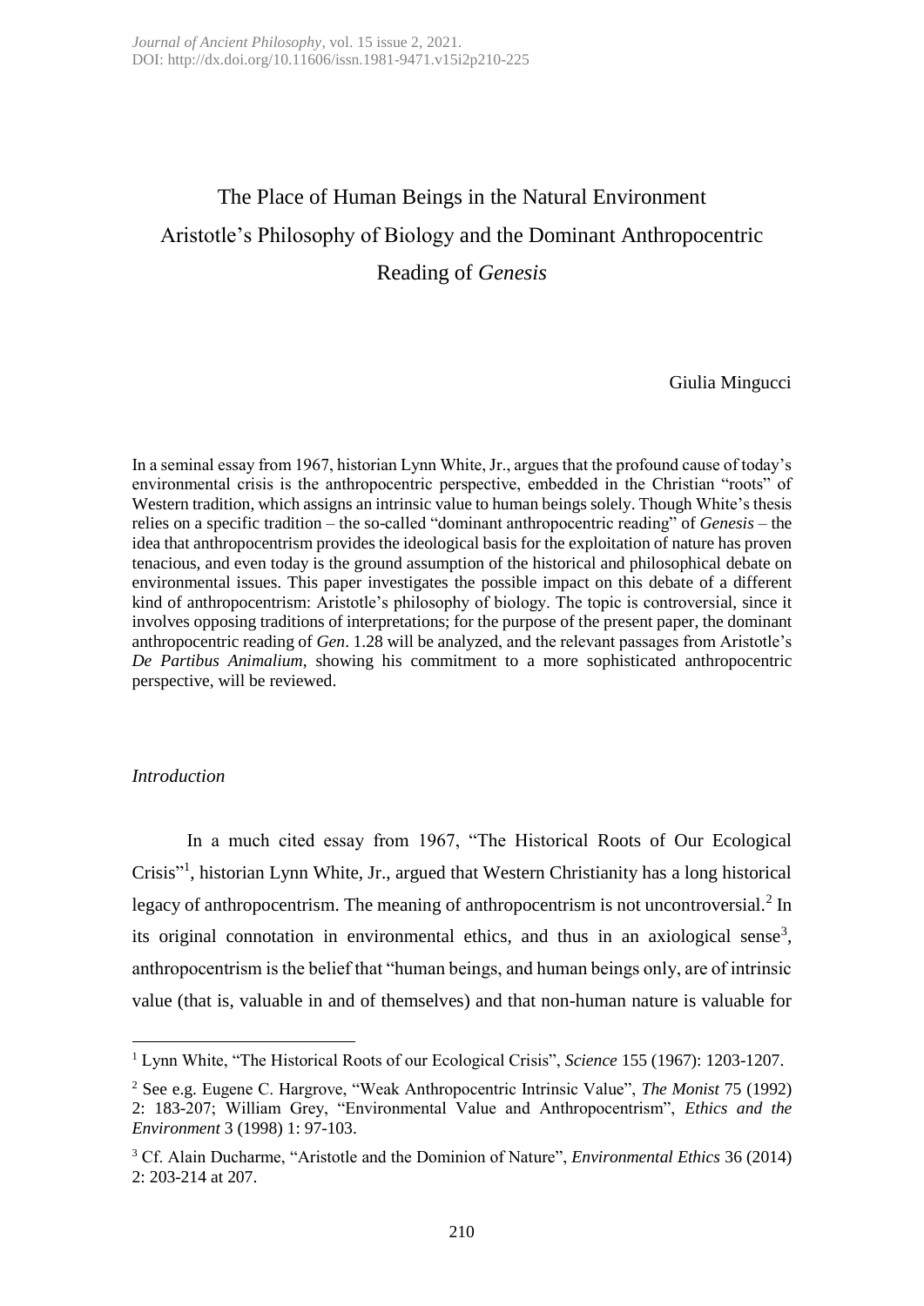# The Place of Human Beings in the Natural Environment
## Aristotle's Philosophy of Biology and the Dominant Anthropocentric Reading of *Genesis*

Giulia Mingucci

In a seminal essay from 1967, historian Lynn White, Jr., argues that the profound cause of today's environmental crisis is the anthropocentric perspective, embedded in the Christian "roots" of Western tradition, which assigns an intrinsic value to human beings solely. Though White's thesis relies on a specific tradition – the so-called "dominant anthropocentric reading" of *Genesis* – the idea that anthropocentrism provides the ideological basis for the exploitation of nature has proven tenacious, and even today is the ground assumption of the historical and philosophical debate on environmental issues. This paper investigates the possible impact on this debate of a different kind of anthropocentrism: Aristotle's philosophy of biology. The topic is controversial, since it involves opposing traditions of interpretations; for the purpose of the present paper, the dominant anthropocentric reading of *Gen*. 1.28 will be analyzed, and the relevant passages from Aristotle's *De Partibus Animalium*, showing his commitment to a more sophisticated anthropocentric perspective, will be reviewed.

### *Introduction*

In a much cited essay from 1967, "The Historical Roots of Our Ecological Crisis"[1], historian Lynn White, Jr., argued that Western Christianity has a long historical legacy of anthropocentrism. The meaning of anthropocentrism is not uncontroversial.[2] In its original connotation in environmental ethics, and thus in an axiological sense[3], anthropocentrism is the belief that "human beings, and human beings only, are of intrinsic value (that is, valuable in and of themselves) and that non-human nature is valuable for

---

[1] Lynn White, "The Historical Roots of our Ecological Crisis", *Science* 155 (1967): 1203-1207.

[2] See e.g. Eugene C. Hargrove, "Weak Anthropocentric Intrinsic Value", *The Monist* 75 (1992) 2: 183-207; William Grey, "Environmental Value and Anthropocentrism", *Ethics and the Environment* 3 (1998) 1: 97-103.

[3] Cf. Alain Ducharme, "Aristotle and the Dominion of Nature", *Environmental Ethics* 36 (2014) 2: 203-214 at 207.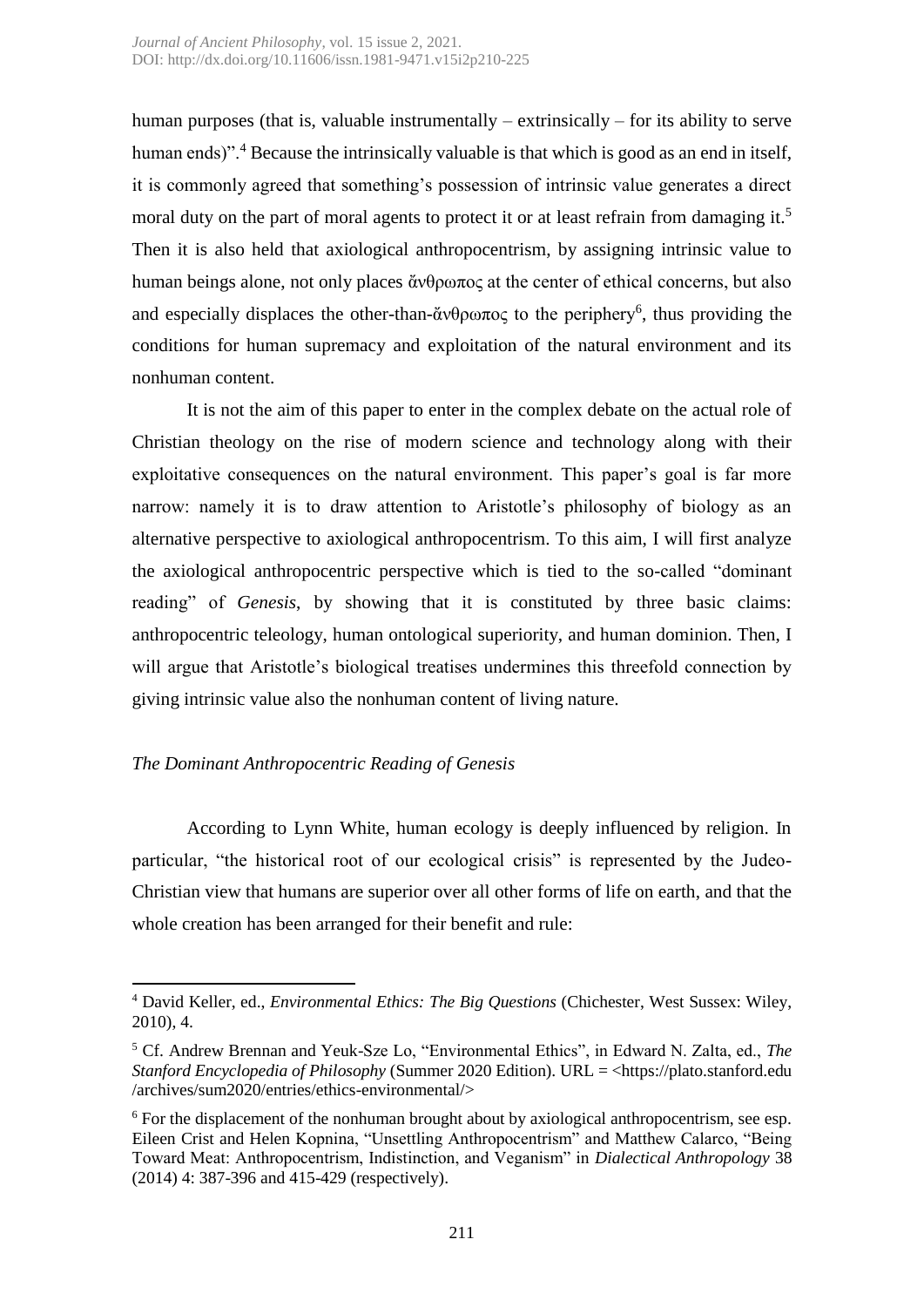human purposes (that is, valuable instrumentally – extrinsically – for its ability to serve human ends)".[4] Because the intrinsically valuable is that which is good as an end in itself, it is commonly agreed that something's possession of intrinsic value generates a direct moral duty on the part of moral agents to protect it or at least refrain from damaging it.[5] Then it is also held that axiological anthropocentrism, by assigning intrinsic value to human beings alone, not only places ἄνθρωπος at the center of ethical concerns, but also and especially displaces the other-than-ἄνθρωπος to the periphery[6], thus providing the conditions for human supremacy and exploitation of the natural environment and its nonhuman content.

It is not the aim of this paper to enter in the complex debate on the actual role of Christian theology on the rise of modern science and technology along with their exploitative consequences on the natural environment. This paper's goal is far more narrow: namely it is to draw attention to Aristotle's philosophy of biology as an alternative perspective to axiological anthropocentrism. To this aim, I will first analyze the axiological anthropocentric perspective which is tied to the so-called "dominant reading" of *Genesis*, by showing that it is constituted by three basic claims: anthropocentric teleology, human ontological superiority, and human dominion. Then, I will argue that Aristotle's biological treatises undermines this threefold connection by giving intrinsic value also the nonhuman content of living nature.

### *The Dominant Anthropocentric Reading of Genesis*

According to Lynn White, human ecology is deeply influenced by religion. In particular, "the historical root of our ecological crisis" is represented by the Judeo-Christian view that humans are superior over all other forms of life on earth, and that the whole creation has been arranged for their benefit and rule:

---

[4] David Keller, ed., *Environmental Ethics: The Big Questions* (Chichester, West Sussex: Wiley, 2010), 4.

[5] Cf. Andrew Brennan and Yeuk-Sze Lo, "Environmental Ethics", in Edward N. Zalta, ed., *The Stanford Encyclopedia of Philosophy* (Summer 2020 Edition). URL = <https://plato.stanford.edu/archives/sum2020/entries/ethics-environmental/>

[6] For the displacement of the nonhuman brought about by axiological anthropocentrism, see esp. Eileen Crist and Helen Kopnina, "Unsettling Anthropocentrism" and Matthew Calarco, "Being Toward Meat: Anthropocentrism, Indistinction, and Veganism" in *Dialectical Anthropology* 38 (2014) 4: 387-396 and 415-429 (respectively).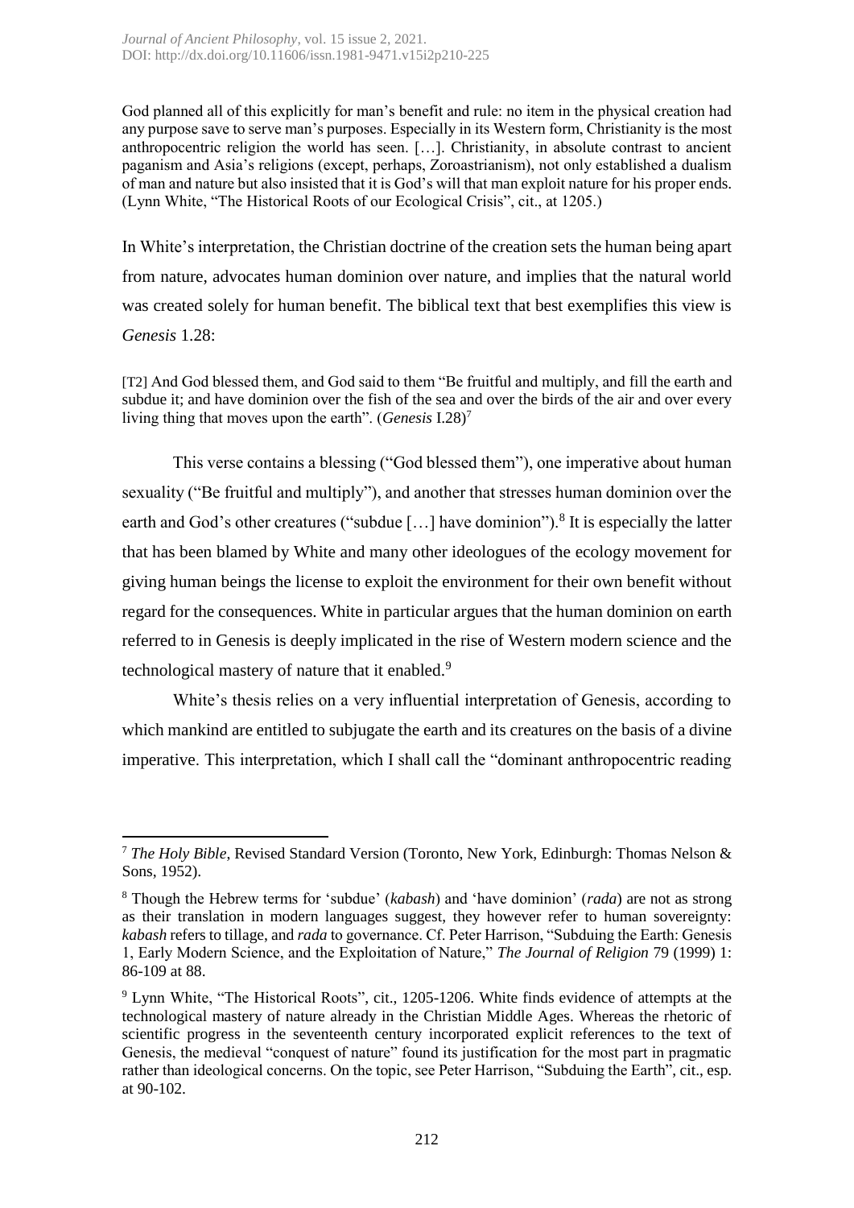God planned all of this explicitly for man's benefit and rule: no item in the physical creation had any purpose save to serve man's purposes. Especially in its Western form, Christianity is the most anthropocentric religion the world has seen. […]. Christianity, in absolute contrast to ancient paganism and Asia's religions (except, perhaps, Zoroastrianism), not only established a dualism of man and nature but also insisted that it is God's will that man exploit nature for his proper ends. (Lynn White, "The Historical Roots of our Ecological Crisis", cit., at 1205.)

In White's interpretation, the Christian doctrine of the creation sets the human being apart from nature, advocates human dominion over nature, and implies that the natural world was created solely for human benefit. The biblical text that best exemplifies this view is *Genesis* 1.28:

[T2] And God blessed them, and God said to them "Be fruitful and multiply, and fill the earth and subdue it; and have dominion over the fish of the sea and over the birds of the air and over every living thing that moves upon the earth". (*Genesis* I.28)[7]

This verse contains a blessing ("God blessed them"), one imperative about human sexuality ("Be fruitful and multiply"), and another that stresses human dominion over the earth and God's other creatures ("subdue […] have dominion").[8] It is especially the latter that has been blamed by White and many other ideologues of the ecology movement for giving human beings the license to exploit the environment for their own benefit without regard for the consequences. White in particular argues that the human dominion on earth referred to in Genesis is deeply implicated in the rise of Western modern science and the technological mastery of nature that it enabled.[9]

White's thesis relies on a very influential interpretation of Genesis, according to which mankind are entitled to subjugate the earth and its creatures on the basis of a divine imperative. This interpretation, which I shall call the "dominant anthropocentric reading

---

[7] *The Holy Bible*, Revised Standard Version (Toronto, New York, Edinburgh: Thomas Nelson & Sons, 1952).

[8] Though the Hebrew terms for 'subdue' (*kabash*) and 'have dominion' (*rada*) are not as strong as their translation in modern languages suggest, they however refer to human sovereignty: *kabash* refers to tillage, and *rada* to governance. Cf. Peter Harrison, "Subduing the Earth: Genesis 1, Early Modern Science, and the Exploitation of Nature," *The Journal of Religion* 79 (1999) 1: 86-109 at 88.

[9] Lynn White, "The Historical Roots", cit., 1205-1206. White finds evidence of attempts at the technological mastery of nature already in the Christian Middle Ages. Whereas the rhetoric of scientific progress in the seventeenth century incorporated explicit references to the text of Genesis, the medieval "conquest of nature" found its justification for the most part in pragmatic rather than ideological concerns. On the topic, see Peter Harrison, "Subduing the Earth", cit., esp. at 90-102.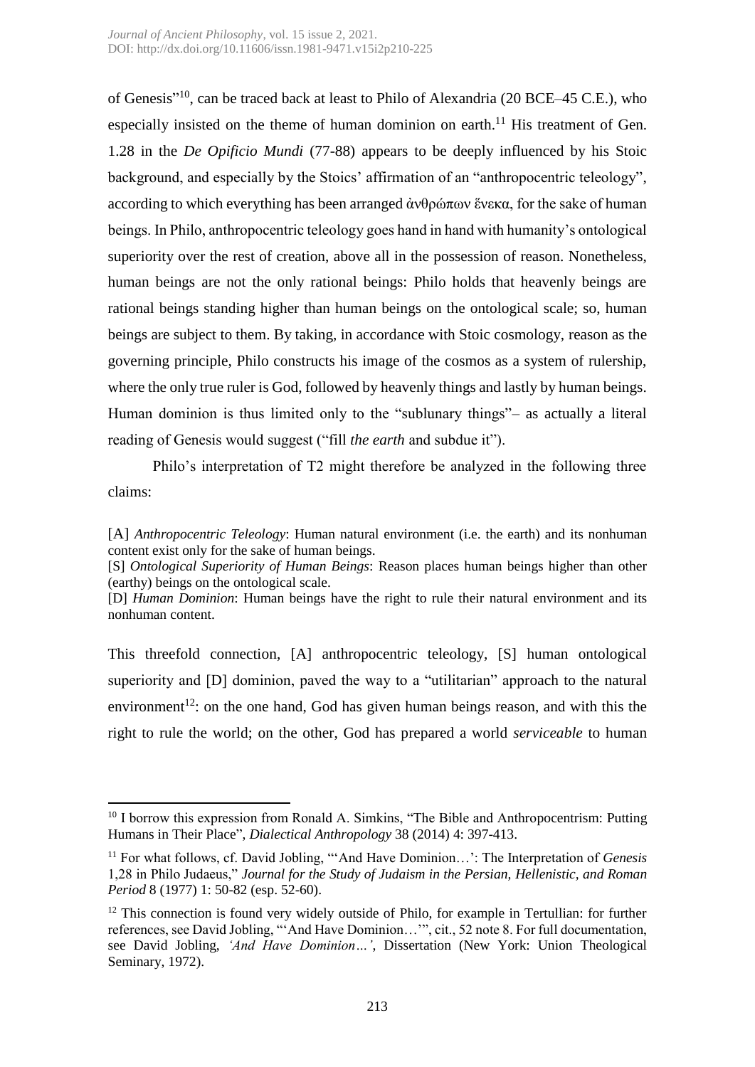of Genesis"[10], can be traced back at least to Philo of Alexandria (20 BCE–45 C.E.), who especially insisted on the theme of human dominion on earth.[11] His treatment of Gen. 1.28 in the *De Opificio Mundi* (77-88) appears to be deeply influenced by his Stoic background, and especially by the Stoics' affirmation of an "anthropocentric teleology", according to which everything has been arranged ἀνθρώπων ἕνεκα, for the sake of human beings. In Philo, anthropocentric teleology goes hand in hand with humanity's ontological superiority over the rest of creation, above all in the possession of reason. Nonetheless, human beings are not the only rational beings: Philo holds that heavenly beings are rational beings standing higher than human beings on the ontological scale; so, human beings are subject to them. By taking, in accordance with Stoic cosmology, reason as the governing principle, Philo constructs his image of the cosmos as a system of rulership, where the only true ruler is God, followed by heavenly things and lastly by human beings. Human dominion is thus limited only to the "sublunary things"– as actually a literal reading of Genesis would suggest ("fill *the earth* and subdue it").

Philo's interpretation of T2 might therefore be analyzed in the following three claims:

[A] *Anthropocentric Teleology*: Human natural environment (i.e. the earth) and its nonhuman content exist only for the sake of human beings.

[S] *Ontological Superiority of Human Beings*: Reason places human beings higher than other (earthy) beings on the ontological scale.

[D] *Human Dominion*: Human beings have the right to rule their natural environment and its nonhuman content.

This threefold connection, [A] anthropocentric teleology, [S] human ontological superiority and [D] dominion, paved the way to a "utilitarian" approach to the natural environment[12]: on the one hand, God has given human beings reason, and with this the right to rule the world; on the other, God has prepared a world *serviceable* to human

---

[10] I borrow this expression from Ronald A. Simkins, "The Bible and Anthropocentrism: Putting Humans in Their Place", *Dialectical Anthropology* 38 (2014) 4: 397-413.

[11] For what follows, cf. David Jobling, "'And Have Dominion…': The Interpretation of *Genesis* 1,28 in Philo Judaeus," *Journal for the Study of Judaism in the Persian, Hellenistic, and Roman Period* 8 (1977) 1: 50-82 (esp. 52-60).

[12] This connection is found very widely outside of Philo, for example in Tertullian: for further references, see David Jobling, "'And Have Dominion…'", cit., 52 note 8. For full documentation, see David Jobling, *'And Have Dominion…'*, Dissertation (New York: Union Theological Seminary, 1972).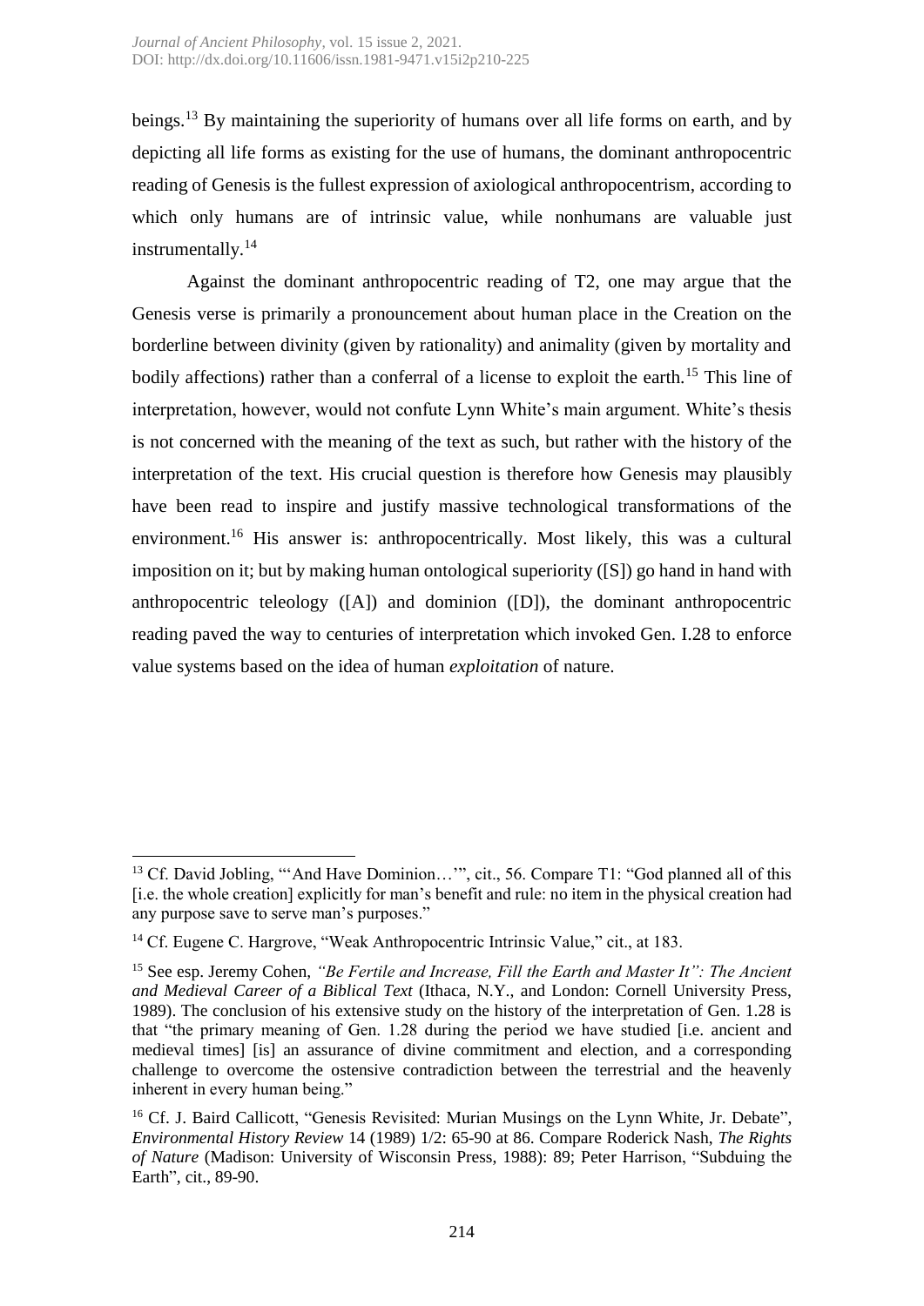beings.[13] By maintaining the superiority of humans over all life forms on earth, and by depicting all life forms as existing for the use of humans, the dominant anthropocentric reading of Genesis is the fullest expression of axiological anthropocentrism, according to which only humans are of intrinsic value, while nonhumans are valuable just instrumentally.[14]

Against the dominant anthropocentric reading of T2, one may argue that the Genesis verse is primarily a pronouncement about human place in the Creation on the borderline between divinity (given by rationality) and animality (given by mortality and bodily affections) rather than a conferral of a license to exploit the earth.[15] This line of interpretation, however, would not confute Lynn White's main argument. White's thesis is not concerned with the meaning of the text as such, but rather with the history of the interpretation of the text. His crucial question is therefore how Genesis may plausibly have been read to inspire and justify massive technological transformations of the environment.[16] His answer is: anthropocentrically. Most likely, this was a cultural imposition on it; but by making human ontological superiority ([S]) go hand in hand with anthropocentric teleology ([A]) and dominion ([D]), the dominant anthropocentric reading paved the way to centuries of interpretation which invoked Gen. I.28 to enforce value systems based on the idea of human *exploitation* of nature.

---

[13] Cf. David Jobling, "'And Have Dominion…'", cit., 56. Compare T1: "God planned all of this [i.e. the whole creation] explicitly for man's benefit and rule: no item in the physical creation had any purpose save to serve man's purposes."

[14] Cf. Eugene C. Hargrove, "Weak Anthropocentric Intrinsic Value," cit., at 183.

[15] See esp. Jeremy Cohen, *"Be Fertile and Increase, Fill the Earth and Master It": The Ancient and Medieval Career of a Biblical Text* (Ithaca, N.Y., and London: Cornell University Press, 1989). The conclusion of his extensive study on the history of the interpretation of Gen. 1.28 is that "the primary meaning of Gen. 1.28 during the period we have studied [i.e. ancient and medieval times] [is] an assurance of divine commitment and election, and a corresponding challenge to overcome the ostensive contradiction between the terrestrial and the heavenly inherent in every human being."

[16] Cf. J. Baird Callicott, "Genesis Revisited: Murian Musings on the Lynn White, Jr. Debate", *Environmental History Review* 14 (1989) 1/2: 65-90 at 86. Compare Roderick Nash, *The Rights of Nature* (Madison: University of Wisconsin Press, 1988): 89; Peter Harrison, "Subduing the Earth", cit., 89-90.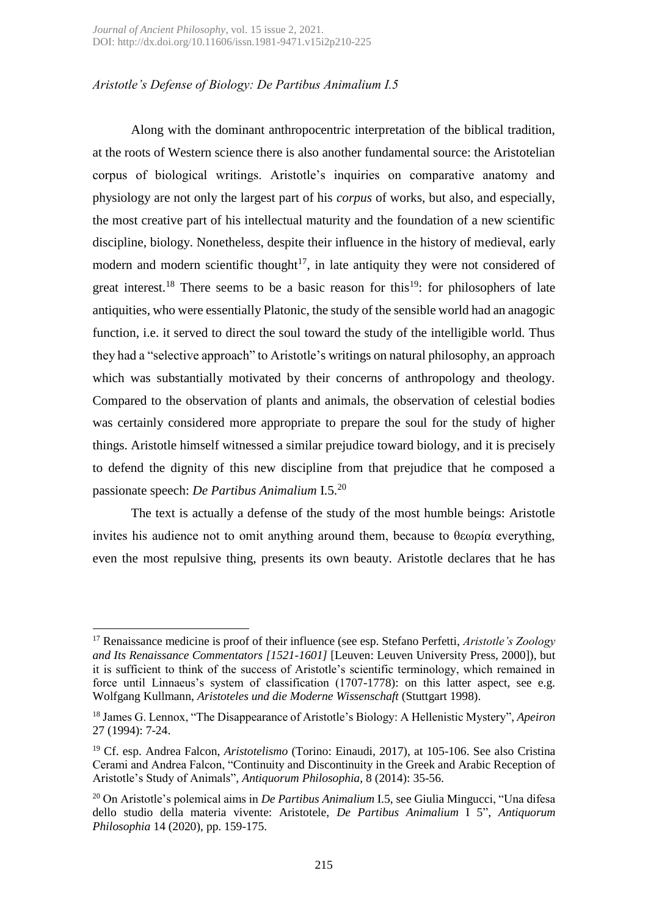*Aristotle's Defense of Biology: De Partibus Animalium I.5*

Along with the dominant anthropocentric interpretation of the biblical tradition, at the roots of Western science there is also another fundamental source: the Aristotelian corpus of biological writings. Aristotle's inquiries on comparative anatomy and physiology are not only the largest part of his *corpus* of works, but also, and especially, the most creative part of his intellectual maturity and the foundation of a new scientific discipline, biology. Nonetheless, despite their influence in the history of medieval, early modern and modern scientific thought[17], in late antiquity they were not considered of great interest.[18] There seems to be a basic reason for this[19]: for philosophers of late antiquities, who were essentially Platonic, the study of the sensible world had an anagogic function, i.e. it served to direct the soul toward the study of the intelligible world. Thus they had a "selective approach" to Aristotle's writings on natural philosophy, an approach which was substantially motivated by their concerns of anthropology and theology. Compared to the observation of plants and animals, the observation of celestial bodies was certainly considered more appropriate to prepare the soul for the study of higher things. Aristotle himself witnessed a similar prejudice toward biology, and it is precisely to defend the dignity of this new discipline from that prejudice that he composed a passionate speech: *De Partibus Animalium* I.5.[20]

The text is actually a defense of the study of the most humble beings: Aristotle invites his audience not to omit anything around them, because to θεωρία everything, even the most repulsive thing, presents its own beauty. Aristotle declares that he has

---

[17] Renaissance medicine is proof of their influence (see esp. Stefano Perfetti, *Aristotle's Zoology and Its Renaissance Commentators [1521-1601]* [Leuven: Leuven University Press, 2000]), but it is sufficient to think of the success of Aristotle's scientific terminology, which remained in force until Linnaeus's system of classification (1707-1778): on this latter aspect, see e.g. Wolfgang Kullmann, *Aristoteles und die Moderne Wissenschaft* (Stuttgart 1998).

[18] James G. Lennox, "The Disappearance of Aristotle's Biology: A Hellenistic Mystery", *Apeiron* 27 (1994): 7-24.

[19] Cf. esp. Andrea Falcon, *Aristotelismo* (Torino: Einaudi, 2017), at 105-106. See also Cristina Cerami and Andrea Falcon, "Continuity and Discontinuity in the Greek and Arabic Reception of Aristotle's Study of Animals", *Antiquorum Philosophia*, 8 (2014): 35-56.

[20] On Aristotle's polemical aims in *De Partibus Animalium* I.5, see Giulia Mingucci, "Una difesa dello studio della materia vivente: Aristotele, *De Partibus Animalium* I 5", *Antiquorum Philosophia* 14 (2020), pp. 159-175.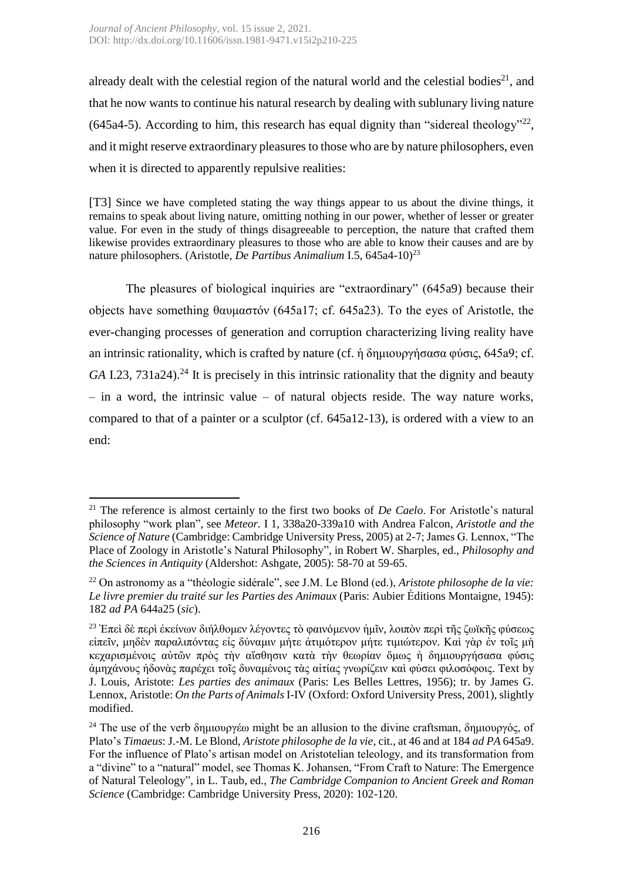already dealt with the celestial region of the natural world and the celestial bodies[21], and that he now wants to continue his natural research by dealing with sublunary living nature (645a4-5). According to him, this research has equal dignity than "sidereal theology"[22], and it might reserve extraordinary pleasures to those who are by nature philosophers, even when it is directed to apparently repulsive realities:

[T3] Since we have completed stating the way things appear to us about the divine things, it remains to speak about living nature, omitting nothing in our power, whether of lesser or greater value. For even in the study of things disagreeable to perception, the nature that crafted them likewise provides extraordinary pleasures to those who are able to know their causes and are by nature philosophers. (Aristotle, *De Partibus Animalium* I.5, 645a4-10)[23]

The pleasures of biological inquiries are "extraordinary" (645a9) because their objects have something θαυμαστόν (645a17; cf. 645a23). To the eyes of Aristotle, the ever-changing processes of generation and corruption characterizing living reality have an intrinsic rationality, which is crafted by nature (cf. ἡ δημιουργήσασα φύσις, 645a9; cf. *GA* I.23, 731a24).[24] It is precisely in this intrinsic rationality that the dignity and beauty – in a word, the intrinsic value – of natural objects reside. The way nature works, compared to that of a painter or a sculptor (cf. 645a12-13), is ordered with a view to an end:

---

[21] The reference is almost certainly to the first two books of *De Caelo*. For Aristotle's natural philosophy "work plan", see *Meteor.* I 1, 338a20-339a10 with Andrea Falcon, *Aristotle and the Science of Nature* (Cambridge: Cambridge University Press, 2005) at 2-7; James G. Lennox, "The Place of Zoology in Aristotle's Natural Philosophy", in Robert W. Sharples, ed., *Philosophy and the Sciences in Antiquity* (Aldershot: Ashgate, 2005): 58-70 at 59-65.

[22] On astronomy as a "théologie sidérale", see J.M. Le Blond (ed.), *Aristote philosophe de la vie: Le livre premier du traité sur les Parties des Animaux* (Paris: Aubier Éditions Montaigne, 1945): 182 *ad PA* 644a25 (*sic*).

[23] Ἐπεὶ δὲ περὶ ἐκείνων διήλθομεν λέγοντες τὸ φαινόμενον ἡμῖν, λοιπὸν περὶ τῆς ζωϊκῆς φύσεως εἰπεῖν, μηδὲν παραλιπόντας εἰς δύναμιν μήτε ἀτιμότερον μήτε τιμιώτερον. Καὶ γὰρ ἐν τοῖς μὴ κεχαρισμένοις αὐτῶν πρὸς τὴν αἴσθησιν κατὰ τὴν θεωρίαν ὅμως ἡ δημιουργήσασα φύσις ἀμηχάνους ἡδονὰς παρέχει τοῖς δυναμένοις τὰς αἰτίας γνωρίζειν καὶ φύσει φιλοσόφοις. Text by J. Louis, Aristote: *Les parties des animaux* (Paris: Les Belles Lettres, 1956); tr. by James G. Lennox, Aristotle: *On the Parts of Animals* I-IV (Oxford: Oxford University Press, 2001), slightly modified.

[24] The use of the verb δημιουργέω might be an allusion to the divine craftsman, δημιουργός, of Plato's *Timaeus*: J.-M. Le Blond, *Aristote philosophe de la vie*, cit., at 46 and at 184 *ad PA* 645a9. For the influence of Plato's artisan model on Aristotelian teleology, and its transformation from a "divine" to a "natural" model, see Thomas K. Johansen, "From Craft to Nature: The Emergence of Natural Teleology", in L. Taub, ed., *The Cambridge Companion to Ancient Greek and Roman Science* (Cambridge: Cambridge University Press, 2020): 102-120.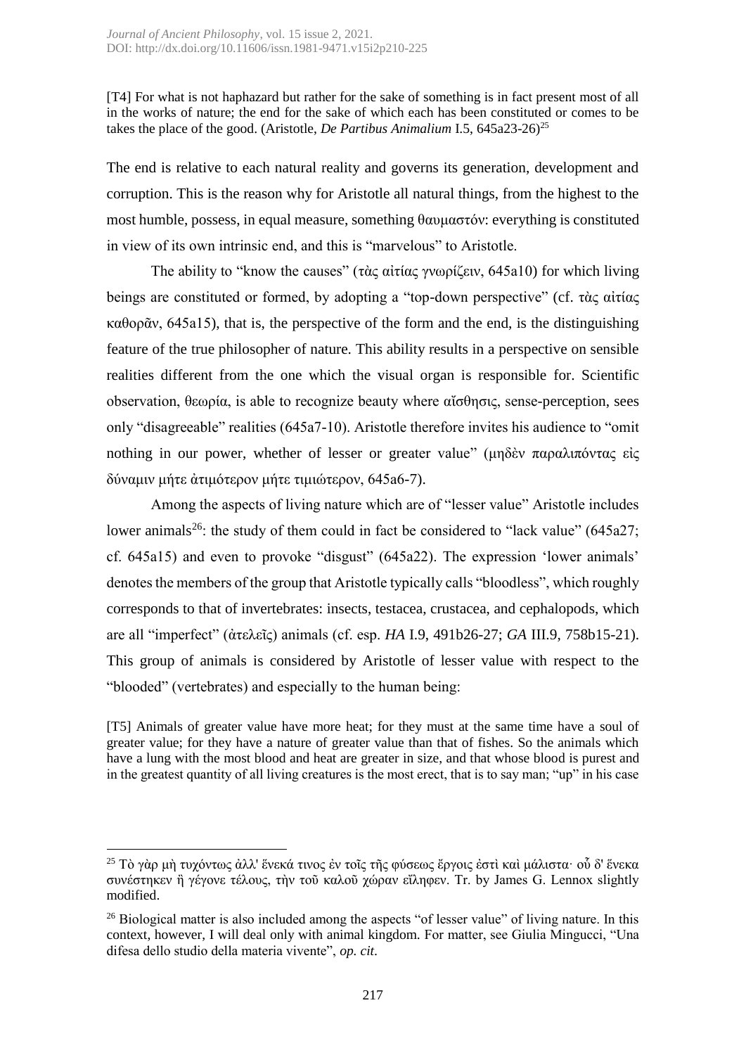[T4] For what is not haphazard but rather for the sake of something is in fact present most of all in the works of nature; the end for the sake of which each has been constituted or comes to be takes the place of the good. (Aristotle, *De Partibus Animalium* I.5, 645a23-26)[25]

The end is relative to each natural reality and governs its generation, development and corruption. This is the reason why for Aristotle all natural things, from the highest to the most humble, possess, in equal measure, something θαυμαστόν: everything is constituted in view of its own intrinsic end, and this is "marvelous" to Aristotle.

The ability to "know the causes" (τὰς αἰτίας γνωρίζειν, 645a10) for which living beings are constituted or formed, by adopting a "top-down perspective" (cf. τὰς αἰτίας καθορᾶν, 645a15), that is, the perspective of the form and the end, is the distinguishing feature of the true philosopher of nature. This ability results in a perspective on sensible realities different from the one which the visual organ is responsible for. Scientific observation, θεωρία, is able to recognize beauty where αἴσθησις, sense-perception, sees only "disagreeable" realities (645a7-10). Aristotle therefore invites his audience to "omit nothing in our power, whether of lesser or greater value" (μηδὲν παραλιπόντας εἰς δύναμιν μήτε ἀτιμότερον μήτε τιμιώτερον, 645a6-7).

Among the aspects of living nature which are of "lesser value" Aristotle includes lower animals[26]: the study of them could in fact be considered to "lack value" (645a27; cf. 645a15) and even to provoke "disgust" (645a22). The expression 'lower animals' denotes the members of the group that Aristotle typically calls "bloodless", which roughly corresponds to that of invertebrates: insects, testacea, crustacea, and cephalopods, which are all "imperfect" (ἀτελεῖς) animals (cf. esp. *HA* I.9, 491b26-27; *GA* III.9, 758b15-21). This group of animals is considered by Aristotle of lesser value with respect to the "blooded" (vertebrates) and especially to the human being:

[T5] Animals of greater value have more heat; for they must at the same time have a soul of greater value; for they have a nature of greater value than that of fishes. So the animals which have a lung with the most blood and heat are greater in size, and that whose blood is purest and in the greatest quantity of all living creatures is the most erect, that is to say man; "up" in his case

---

[25] Τὸ γὰρ μὴ τυχόντως ἀλλ' ἕνεκά τινος ἐν τοῖς τῆς φύσεως ἔργοις ἐστὶ καὶ μάλιστα· οὗ δ' ἕνεκα συνέστηκεν ἢ γέγονε τέλους, τὴν τοῦ καλοῦ χώραν εἴληφεν. Tr. by James G. Lennox slightly modified.

[26] Biological matter is also included among the aspects "of lesser value" of living nature. In this context, however, I will deal only with animal kingdom. For matter, see Giulia Mingucci, "Una difesa dello studio della materia vivente", *op. cit*.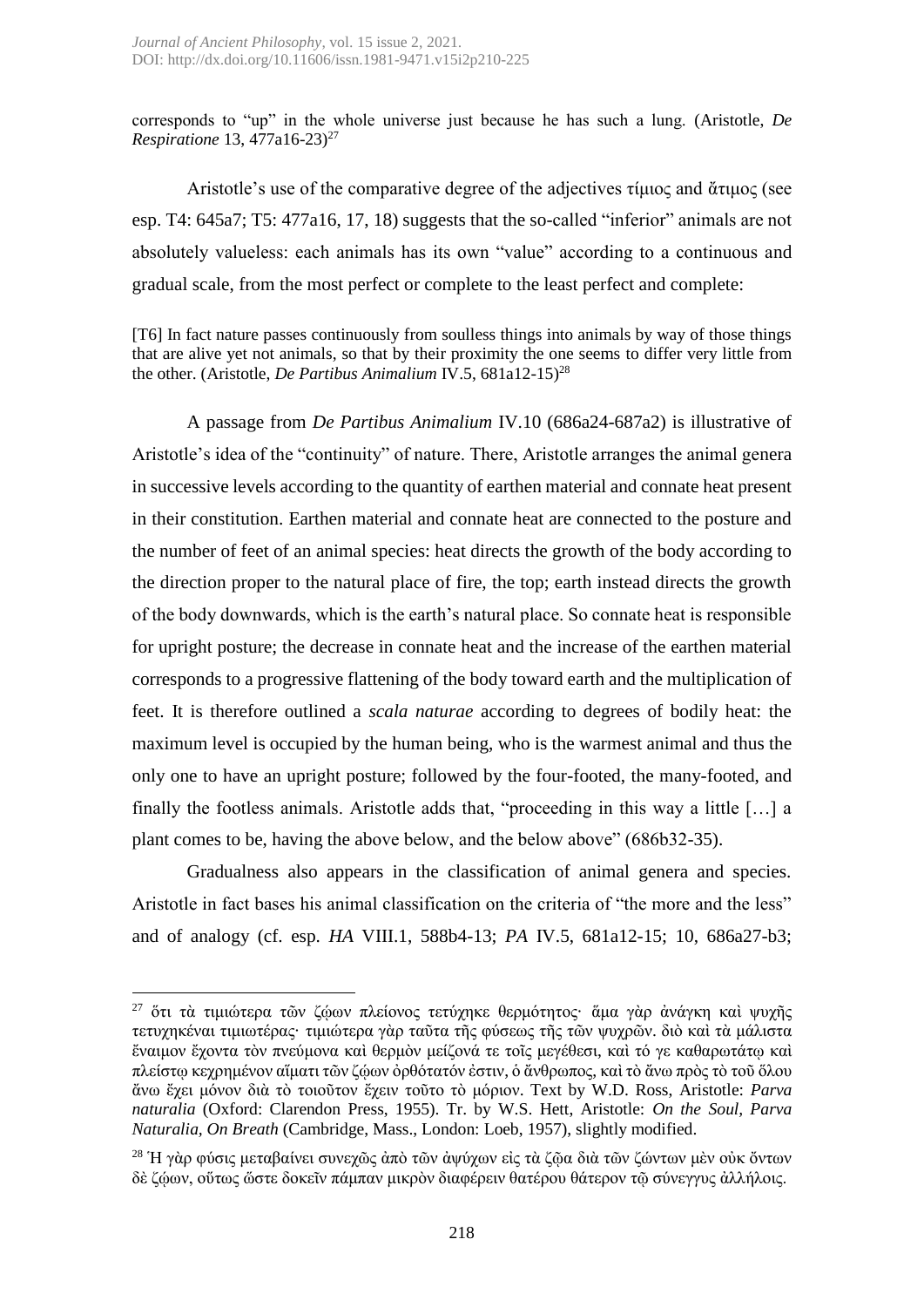corresponds to "up" in the whole universe just because he has such a lung. (Aristotle, *De Respiratione* 13, 477a16-23)[27]

Aristotle's use of the comparative degree of the adjectives τίμιος and ἄτιμος (see esp. T4: 645a7; T5: 477a16, 17, 18) suggests that the so-called "inferior" animals are not absolutely valueless: each animals has its own "value" according to a continuous and gradual scale, from the most perfect or complete to the least perfect and complete:

[T6] In fact nature passes continuously from soulless things into animals by way of those things that are alive yet not animals, so that by their proximity the one seems to differ very little from the other. (Aristotle, *De Partibus Animalium* IV.5, 681a12-15)[28]

A passage from *De Partibus Animalium* IV.10 (686a24-687a2) is illustrative of Aristotle's idea of the "continuity" of nature. There, Aristotle arranges the animal genera in successive levels according to the quantity of earthen material and connate heat present in their constitution. Earthen material and connate heat are connected to the posture and the number of feet of an animal species: heat directs the growth of the body according to the direction proper to the natural place of fire, the top; earth instead directs the growth of the body downwards, which is the earth's natural place. So connate heat is responsible for upright posture; the decrease in connate heat and the increase of the earthen material corresponds to a progressive flattening of the body toward earth and the multiplication of feet. It is therefore outlined a *scala naturae* according to degrees of bodily heat: the maximum level is occupied by the human being, who is the warmest animal and thus the only one to have an upright posture; followed by the four-footed, the many-footed, and finally the footless animals. Aristotle adds that, "proceeding in this way a little […] a plant comes to be, having the above below, and the below above" (686b32-35).

Gradualness also appears in the classification of animal genera and species. Aristotle in fact bases his animal classification on the criteria of "the more and the less" and of analogy (cf. esp. *HA* VIII.1, 588b4-13; *PA* IV.5, 681a12-15; 10, 686a27-b3;

---

[27] ὅτι τὰ τιμιώτερα τῶν ζῴων πλείονος τετύχηκε θερμότητος· ἅμα γὰρ ἀνάγκη καὶ ψυχῆς τετυχηκέναι τιμιωτέρας· τιμιώτερα γὰρ ταῦτα τῆς φύσεως τῆς τῶν ψυχρῶν. διὸ καὶ τὰ μάλιστα ἔναιμον ἔχοντα τὸν πνεύμονα καὶ θερμὸν μείζονά τε τοῖς μεγέθεσι, καὶ τό γε καθαρωτάτῳ καὶ πλείστῳ κεχρημένον αἵματι τῶν ζῴων ὀρθότατόν ἐστιν, ὁ ἄνθρωπος, καὶ τὸ ἄνω πρὸς τὸ τοῦ ὅλου ἄνω ἔχει μόνον διὰ τὸ τοιοῦτον ἔχειν τοῦτο τὸ μόριον. Text by W.D. Ross, Aristotle: *Parva naturalia* (Oxford: Clarendon Press, 1955). Tr. by W.S. Hett, Aristotle: *On the Soul, Parva Naturalia, On Breath* (Cambridge, Mass., London: Loeb, 1957), slightly modified.

[28] Ἡ γὰρ φύσις μεταβαίνει συνεχῶς ἀπὸ τῶν ἀψύχων εἰς τὰ ζῷα διὰ τῶν ζώντων μὲν οὐκ ὄντων δὲ ζῴων, οὕτως ὥστε δοκεῖν πάμπαν μικρὸν διαφέρειν θατέρου θάτερον τῷ σύνεγγυς ἀλλήλοις.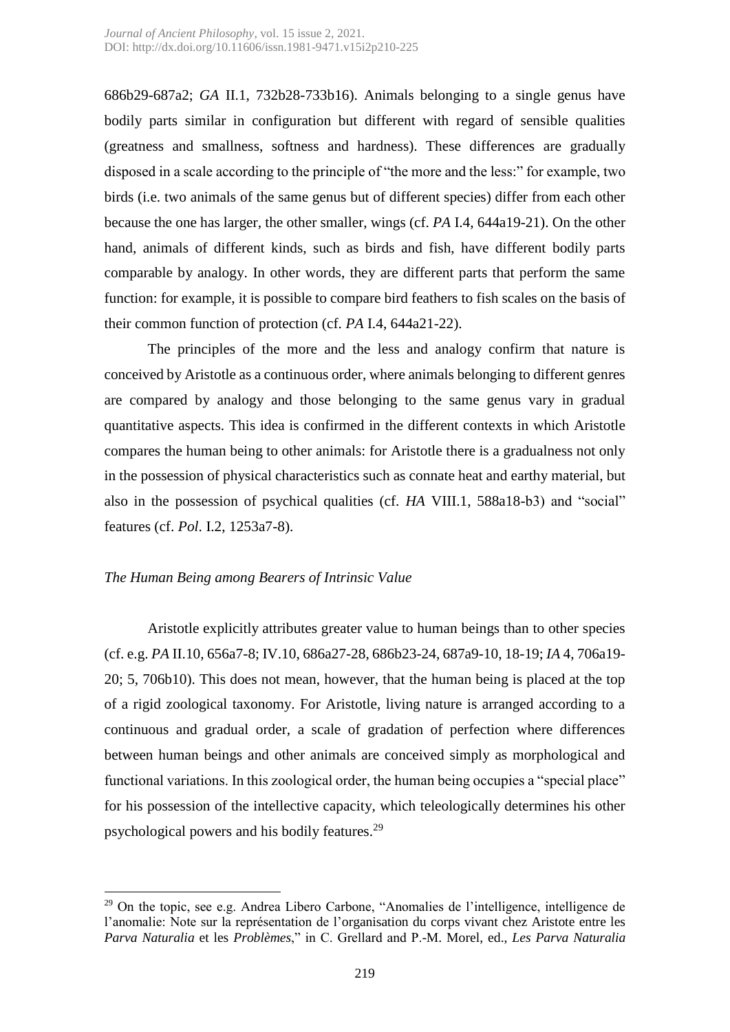686b29-687a2; *GA* II.1, 732b28-733b16). Animals belonging to a single genus have bodily parts similar in configuration but different with regard of sensible qualities (greatness and smallness, softness and hardness). These differences are gradually disposed in a scale according to the principle of "the more and the less:" for example, two birds (i.e. two animals of the same genus but of different species) differ from each other because the one has larger, the other smaller, wings (cf. *PA* I.4, 644a19-21). On the other hand, animals of different kinds, such as birds and fish, have different bodily parts comparable by analogy. In other words, they are different parts that perform the same function: for example, it is possible to compare bird feathers to fish scales on the basis of their common function of protection (cf. *PA* I.4, 644a21-22).

The principles of the more and the less and analogy confirm that nature is conceived by Aristotle as a continuous order, where animals belonging to different genres are compared by analogy and those belonging to the same genus vary in gradual quantitative aspects. This idea is confirmed in the different contexts in which Aristotle compares the human being to other animals: for Aristotle there is a gradualness not only in the possession of physical characteristics such as connate heat and earthy material, but also in the possession of psychical qualities (cf. *HA* VIII.1, 588a18-b3) and "social" features (cf. *Pol*. I.2, 1253a7-8).

### *The Human Being among Bearers of Intrinsic Value*

Aristotle explicitly attributes greater value to human beings than to other species (cf. e.g. *PA* II.10, 656a7-8; IV.10, 686a27-28, 686b23-24, 687a9-10, 18-19; *IA* 4, 706a19-20; 5, 706b10). This does not mean, however, that the human being is placed at the top of a rigid zoological taxonomy. For Aristotle, living nature is arranged according to a continuous and gradual order, a scale of gradation of perfection where differences between human beings and other animals are conceived simply as morphological and functional variations. In this zoological order, the human being occupies a "special place" for his possession of the intellective capacity, which teleologically determines his other psychological powers and his bodily features.[29]

---

[29] On the topic, see e.g. Andrea Libero Carbone, "Anomalies de l'intelligence, intelligence de l'anomalie: Note sur la représentation de l'organisation du corps vivant chez Aristote entre les *Parva Naturalia* et les *Problèmes*," in C. Grellard and P.-M. Morel, ed., *Les Parva Naturalia*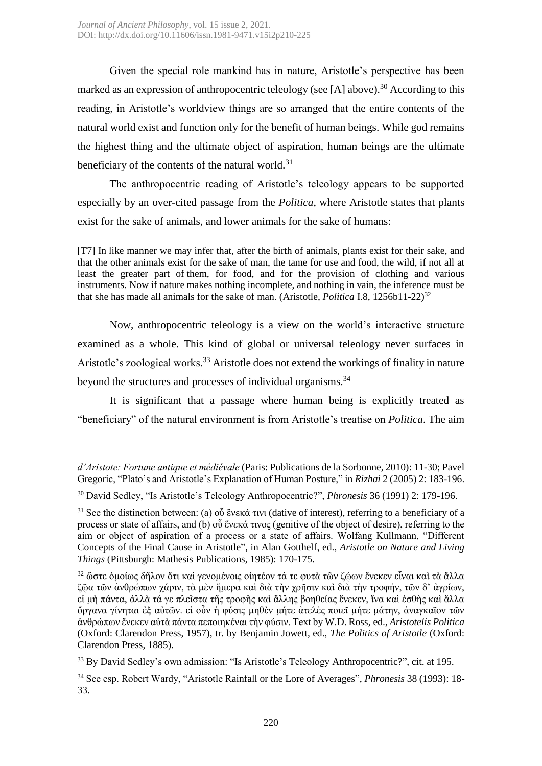Given the special role mankind has in nature, Aristotle's perspective has been marked as an expression of anthropocentric teleology (see [A] above).[30] According to this reading, in Aristotle's worldview things are so arranged that the entire contents of the natural world exist and function only for the benefit of human beings. While god remains the highest thing and the ultimate object of aspiration, human beings are the ultimate beneficiary of the contents of the natural world.[31]

The anthropocentric reading of Aristotle's teleology appears to be supported especially by an over-cited passage from the *Politica*, where Aristotle states that plants exist for the sake of animals, and lower animals for the sake of humans:

> [T7] In like manner we may infer that, after the birth of animals, plants exist for their sake, and that the other animals exist for the sake of man, the tame for use and food, the wild, if not all at least the greater part of them, for food, and for the provision of clothing and various instruments. Now if nature makes nothing incomplete, and nothing in vain, the inference must be that she has made all animals for the sake of man. (Aristotle, *Politica* I.8, 1256b11-22)[32]

Now, anthropocentric teleology is a view on the world's interactive structure examined as a whole. This kind of global or universal teleology never surfaces in Aristotle's zoological works.[33] Aristotle does not extend the workings of finality in nature beyond the structures and processes of individual organisms.[34]

It is significant that a passage where human being is explicitly treated as "beneficiary" of the natural environment is from Aristotle's treatise on *Politica*. The aim

---

*d'Aristote: Fortune antique et médiévale* (Paris: Publications de la Sorbonne, 2010): 11-30; Pavel Gregoric, "Plato's and Aristotle's Explanation of Human Posture," in *Rizhai* 2 (2005) 2: 183-196.

[30] David Sedley, "Is Aristotle's Teleology Anthropocentric?", *Phronesis* 36 (1991) 2: 179-196.

[31] See the distinction between: (a) οὗ ἕνεκά τινι (dative of interest), referring to a beneficiary of a process or state of affairs, and (b) οὗ ἕνεκά τινος (genitive of the object of desire), referring to the aim or object of aspiration of a process or a state of affairs. Wolfang Kullmann, "Different Concepts of the Final Cause in Aristotle", in Alan Gotthelf, ed., *Aristotle on Nature and Living Things* (Pittsburgh: Mathesis Publications, 1985): 170-175.

[32] ὥστε ὁμοίως δῆλον ὅτι καὶ γενομένοις οἰητέον τά τε φυτὰ τῶν ζῴων ἕνεκεν εἶναι καὶ τὰ ἄλλα ζῷα τῶν ἀνθρώπων χάριν, τὰ μὲν ἥμερα καὶ διὰ τὴν χρῆσιν καὶ διὰ τὴν τροφήν, τῶν δ' ἀγρίων, εἰ μὴ πάντα, ἀλλὰ τά γε πλεῖστα τῆς τροφῆς καὶ ἄλλης βοηθείας ἕνεκεν, ἵνα καὶ ἐσθὴς καὶ ἄλλα ὄργανα γίνηται ἐξ αὐτῶν. εἰ οὖν ἡ φύσις μηθὲν μήτε ἀτελὲς ποιεῖ μήτε μάτην, ἀναγκαῖον τῶν ἀνθρώπων ἕνεκεν αὐτὰ πάντα πεποιηκέναι τὴν φύσιν. Text by W.D. Ross, ed., *Aristotelis Politica* (Oxford: Clarendon Press, 1957), tr. by Benjamin Jowett, ed., *The Politics of Aristotle* (Oxford: Clarendon Press, 1885).

[33] By David Sedley's own admission: "Is Aristotle's Teleology Anthropocentric?", cit. at 195.

[34] See esp. Robert Wardy, "Aristotle Rainfall or the Lore of Averages", *Phronesis* 38 (1993): 18-33.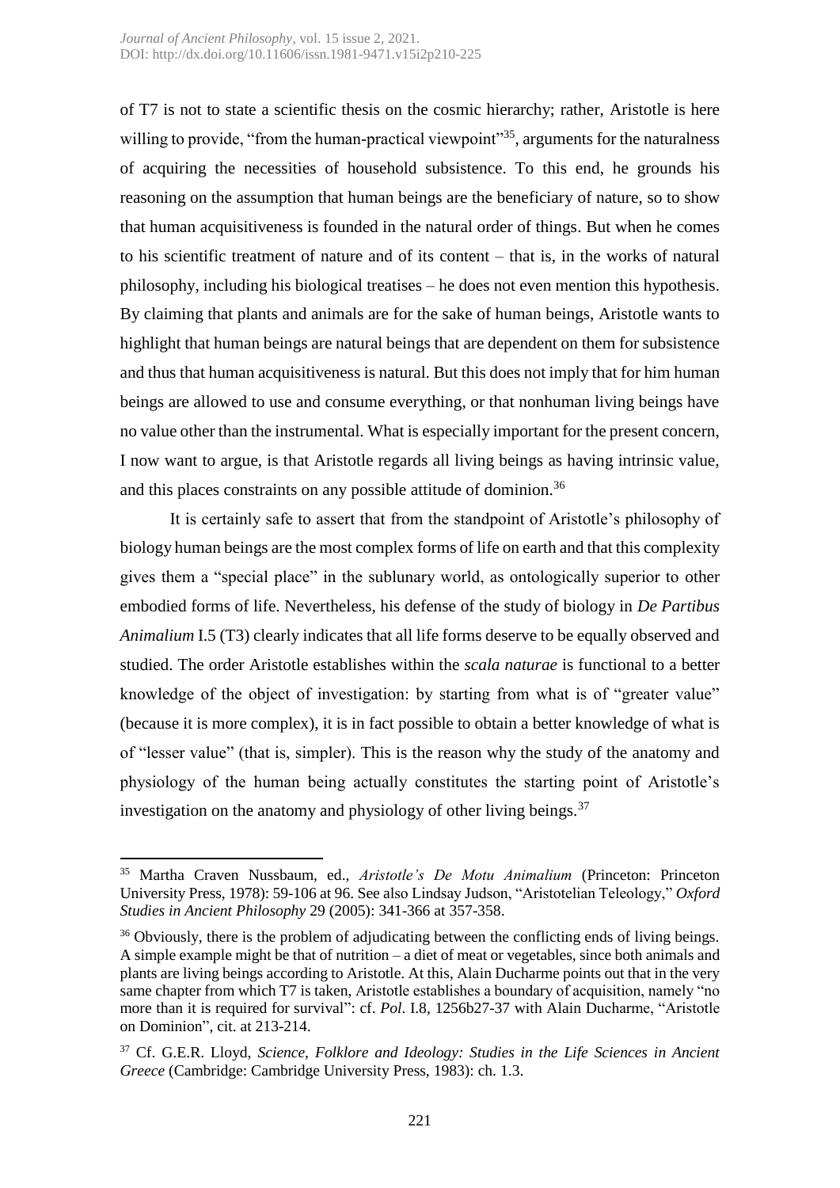of T7 is not to state a scientific thesis on the cosmic hierarchy; rather, Aristotle is here willing to provide, "from the human-practical viewpoint"[35], arguments for the naturalness of acquiring the necessities of household subsistence. To this end, he grounds his reasoning on the assumption that human beings are the beneficiary of nature, so to show that human acquisitiveness is founded in the natural order of things. But when he comes to his scientific treatment of nature and of its content – that is, in the works of natural philosophy, including his biological treatises – he does not even mention this hypothesis. By claiming that plants and animals are for the sake of human beings, Aristotle wants to highlight that human beings are natural beings that are dependent on them for subsistence and thus that human acquisitiveness is natural. But this does not imply that for him human beings are allowed to use and consume everything, or that nonhuman living beings have no value other than the instrumental. What is especially important for the present concern, I now want to argue, is that Aristotle regards all living beings as having intrinsic value, and this places constraints on any possible attitude of dominion.[36]

It is certainly safe to assert that from the standpoint of Aristotle's philosophy of biology human beings are the most complex forms of life on earth and that this complexity gives them a "special place" in the sublunary world, as ontologically superior to other embodied forms of life. Nevertheless, his defense of the study of biology in *De Partibus Animalium* I.5 (T3) clearly indicates that all life forms deserve to be equally observed and studied. The order Aristotle establishes within the *scala naturae* is functional to a better knowledge of the object of investigation: by starting from what is of "greater value" (because it is more complex), it is in fact possible to obtain a better knowledge of what is of "lesser value" (that is, simpler). This is the reason why the study of the anatomy and physiology of the human being actually constitutes the starting point of Aristotle's investigation on the anatomy and physiology of other living beings.[37]

---

[35] Martha Craven Nussbaum, ed., *Aristotle's De Motu Animalium* (Princeton: Princeton University Press, 1978): 59-106 at 96. See also Lindsay Judson, "Aristotelian Teleology," *Oxford Studies in Ancient Philosophy* 29 (2005): 341-366 at 357-358.

[36] Obviously, there is the problem of adjudicating between the conflicting ends of living beings. A simple example might be that of nutrition – a diet of meat or vegetables, since both animals and plants are living beings according to Aristotle. At this, Alain Ducharme points out that in the very same chapter from which T7 is taken, Aristotle establishes a boundary of acquisition, namely "no more than it is required for survival": cf. *Pol*. I.8, 1256b27-37 with Alain Ducharme, "Aristotle on Dominion", cit. at 213-214.

[37] Cf. G.E.R. Lloyd, *Science, Folklore and Ideology: Studies in the Life Sciences in Ancient Greece* (Cambridge: Cambridge University Press, 1983): ch. 1.3.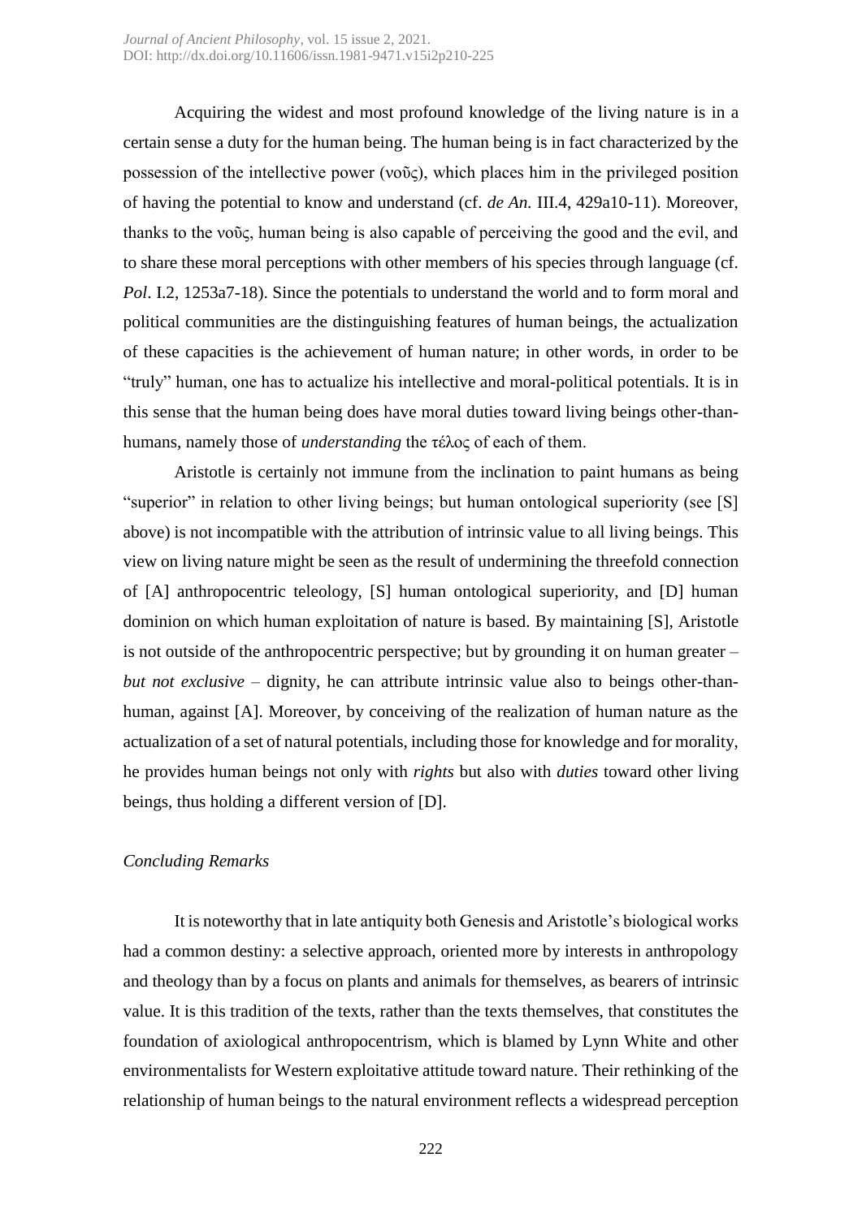Acquiring the widest and most profound knowledge of the living nature is in a certain sense a duty for the human being. The human being is in fact characterized by the possession of the intellective power (νοῦς), which places him in the privileged position of having the potential to know and understand (cf. *de An.* III.4, 429a10-11). Moreover, thanks to the νοῦς, human being is also capable of perceiving the good and the evil, and to share these moral perceptions with other members of his species through language (cf. *Pol*. I.2, 1253a7-18). Since the potentials to understand the world and to form moral and political communities are the distinguishing features of human beings, the actualization of these capacities is the achievement of human nature; in other words, in order to be "truly" human, one has to actualize his intellective and moral-political potentials. It is in this sense that the human being does have moral duties toward living beings other-than-humans, namely those of *understanding* the τέλος of each of them.

Aristotle is certainly not immune from the inclination to paint humans as being "superior" in relation to other living beings; but human ontological superiority (see [S] above) is not incompatible with the attribution of intrinsic value to all living beings. This view on living nature might be seen as the result of undermining the threefold connection of [A] anthropocentric teleology, [S] human ontological superiority, and [D] human dominion on which human exploitation of nature is based. By maintaining [S], Aristotle is not outside of the anthropocentric perspective; but by grounding it on human greater – *but not exclusive* – dignity, he can attribute intrinsic value also to beings other-than-human, against [A]. Moreover, by conceiving of the realization of human nature as the actualization of a set of natural potentials, including those for knowledge and for morality, he provides human beings not only with *rights* but also with *duties* toward other living beings, thus holding a different version of [D].

### *Concluding Remarks*

It is noteworthy that in late antiquity both Genesis and Aristotle's biological works had a common destiny: a selective approach, oriented more by interests in anthropology and theology than by a focus on plants and animals for themselves, as bearers of intrinsic value. It is this tradition of the texts, rather than the texts themselves, that constitutes the foundation of axiological anthropocentrism, which is blamed by Lynn White and other environmentalists for Western exploitative attitude toward nature. Their rethinking of the relationship of human beings to the natural environment reflects a widespread perception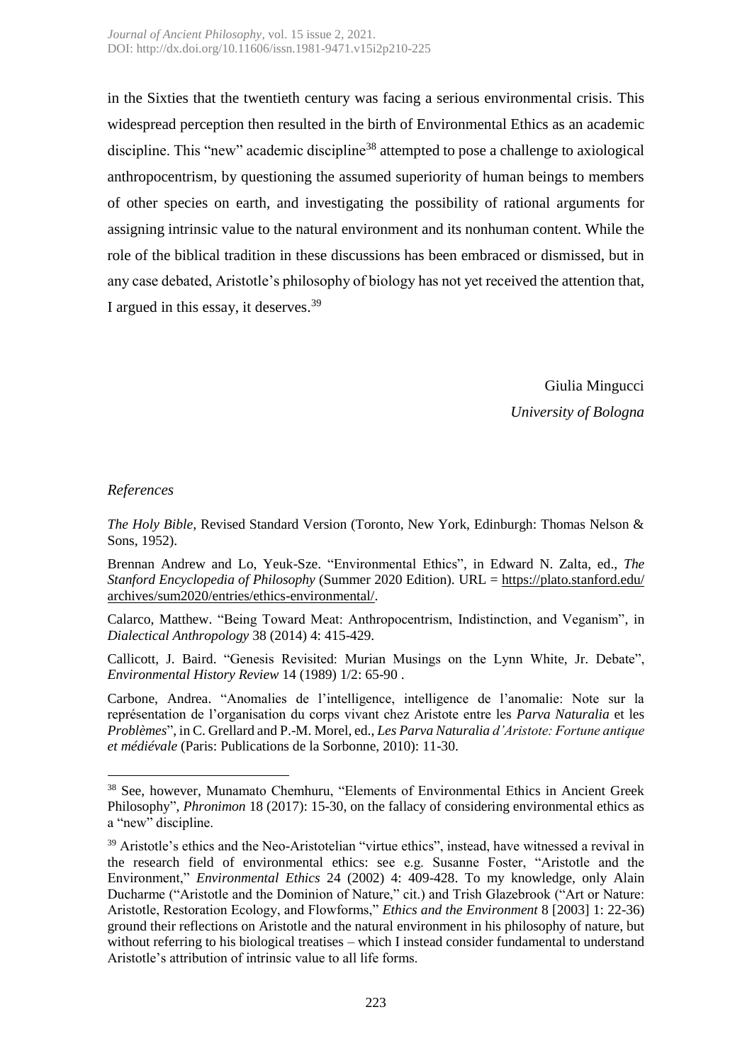in the Sixties that the twentieth century was facing a serious environmental crisis. This widespread perception then resulted in the birth of Environmental Ethics as an academic discipline. This "new" academic discipline[38] attempted to pose a challenge to axiological anthropocentrism, by questioning the assumed superiority of human beings to members of other species on earth, and investigating the possibility of rational arguments for assigning intrinsic value to the natural environment and its nonhuman content. While the role of the biblical tradition in these discussions has been embraced or dismissed, but in any case debated, Aristotle's philosophy of biology has not yet received the attention that, I argued in this essay, it deserves.[39]

Giulia Mingucci
*University of Bologna*

## *References*

*The Holy Bible*, Revised Standard Version (Toronto, New York, Edinburgh: Thomas Nelson & Sons, 1952).

Brennan Andrew and Lo, Yeuk-Sze. "Environmental Ethics", in Edward N. Zalta, ed., *The Stanford Encyclopedia of Philosophy* (Summer 2020 Edition). URL = https://plato.stanford.edu/archives/sum2020/entries/ethics-environmental/.

Calarco, Matthew. "Being Toward Meat: Anthropocentrism, Indistinction, and Veganism", in *Dialectical Anthropology* 38 (2014) 4: 415-429.

Callicott, J. Baird. "Genesis Revisited: Murian Musings on the Lynn White, Jr. Debate", *Environmental History Review* 14 (1989) 1/2: 65-90 .

Carbone, Andrea. "Anomalies de l'intelligence, intelligence de l'anomalie: Note sur la représentation de l'organisation du corps vivant chez Aristote entre les *Parva Naturalia* et les *Problèmes*", in C. Grellard and P.-M. Morel, ed., *Les Parva Naturalia d'Aristote: Fortune antique et médiévale* (Paris: Publications de la Sorbonne, 2010): 11-30.

---

[38] See, however, Munamato Chemhuru, "Elements of Environmental Ethics in Ancient Greek Philosophy", *Phronimon* 18 (2017): 15-30, on the fallacy of considering environmental ethics as a "new" discipline.

[39] Aristotle's ethics and the Neo-Aristotelian "virtue ethics", instead, have witnessed a revival in the research field of environmental ethics: see e.g. Susanne Foster, "Aristotle and the Environment," *Environmental Ethics* 24 (2002) 4: 409-428. To my knowledge, only Alain Ducharme ("Aristotle and the Dominion of Nature," cit.) and Trish Glazebrook ("Art or Nature: Aristotle, Restoration Ecology, and Flowforms," *Ethics and the Environment* 8 [2003] 1: 22-36) ground their reflections on Aristotle and the natural environment in his philosophy of nature, but without referring to his biological treatises – which I instead consider fundamental to understand Aristotle's attribution of intrinsic value to all life forms.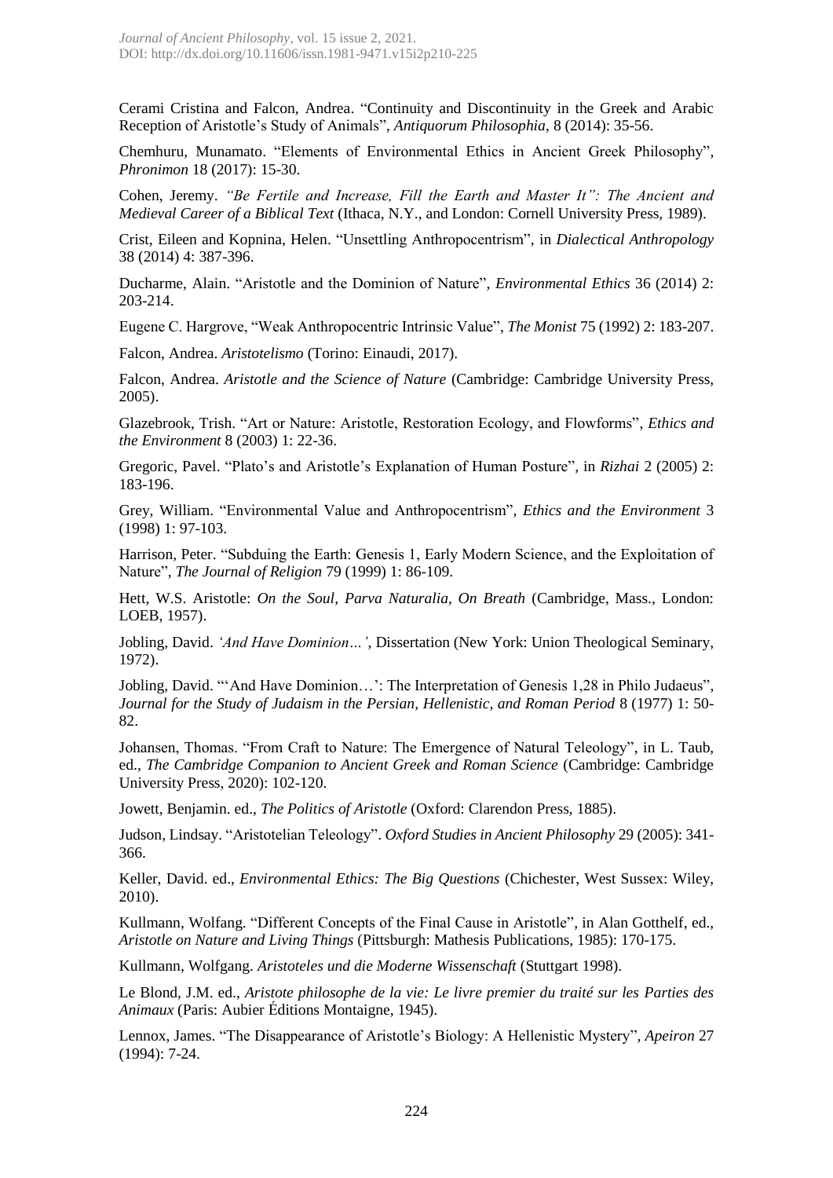Cerami Cristina and Falcon, Andrea. "Continuity and Discontinuity in the Greek and Arabic Reception of Aristotle's Study of Animals", *Antiquorum Philosophia*, 8 (2014): 35-56.

Chemhuru, Munamato. "Elements of Environmental Ethics in Ancient Greek Philosophy", *Phronimon* 18 (2017): 15-30.

Cohen, Jeremy. *"Be Fertile and Increase, Fill the Earth and Master It": The Ancient and Medieval Career of a Biblical Text* (Ithaca, N.Y., and London: Cornell University Press, 1989).

Crist, Eileen and Kopnina, Helen. "Unsettling Anthropocentrism", in *Dialectical Anthropology* 38 (2014) 4: 387-396.

Ducharme, Alain. "Aristotle and the Dominion of Nature", *Environmental Ethics* 36 (2014) 2: 203-214.

Eugene C. Hargrove, "Weak Anthropocentric Intrinsic Value", *The Monist* 75 (1992) 2: 183-207.

Falcon, Andrea. *Aristotelismo* (Torino: Einaudi, 2017).

Falcon, Andrea. *Aristotle and the Science of Nature* (Cambridge: Cambridge University Press, 2005).

Glazebrook, Trish. "Art or Nature: Aristotle, Restoration Ecology, and Flowforms", *Ethics and the Environment* 8 (2003) 1: 22-36.

Gregoric, Pavel. "Plato's and Aristotle's Explanation of Human Posture", in *Rizhai* 2 (2005) 2: 183-196.

Grey, William. "Environmental Value and Anthropocentrism", *Ethics and the Environment* 3 (1998) 1: 97-103.

Harrison, Peter. "Subduing the Earth: Genesis 1, Early Modern Science, and the Exploitation of Nature", *The Journal of Religion* 79 (1999) 1: 86-109.

Hett, W.S. Aristotle: *On the Soul, Parva Naturalia, On Breath* (Cambridge, Mass., London: LOEB, 1957).

Jobling, David. *'And Have Dominion…'*, Dissertation (New York: Union Theological Seminary, 1972).

Jobling, David. "'And Have Dominion…': The Interpretation of Genesis 1,28 in Philo Judaeus", *Journal for the Study of Judaism in the Persian, Hellenistic, and Roman Period* 8 (1977) 1: 50-82.

Johansen, Thomas. "From Craft to Nature: The Emergence of Natural Teleology", in L. Taub, ed., *The Cambridge Companion to Ancient Greek and Roman Science* (Cambridge: Cambridge University Press, 2020): 102-120.

Jowett, Benjamin. ed., *The Politics of Aristotle* (Oxford: Clarendon Press, 1885).

Judson, Lindsay. "Aristotelian Teleology". *Oxford Studies in Ancient Philosophy* 29 (2005): 341-366.

Keller, David. ed., *Environmental Ethics: The Big Questions* (Chichester, West Sussex: Wiley, 2010).

Kullmann, Wolfgang. "Different Concepts of the Final Cause in Aristotle", in Alan Gotthelf, ed., *Aristotle on Nature and Living Things* (Pittsburgh: Mathesis Publications, 1985): 170-175.

Kullmann, Wolfgang. *Aristoteles und die Moderne Wissenschaft* (Stuttgart 1998).

Le Blond, J.M. ed., *Aristote philosophe de la vie: Le livre premier du traité sur les Parties des Animaux* (Paris: Aubier Éditions Montaigne, 1945).

Lennox, James. "The Disappearance of Aristotle's Biology: A Hellenistic Mystery", *Apeiron* 27 (1994): 7-24.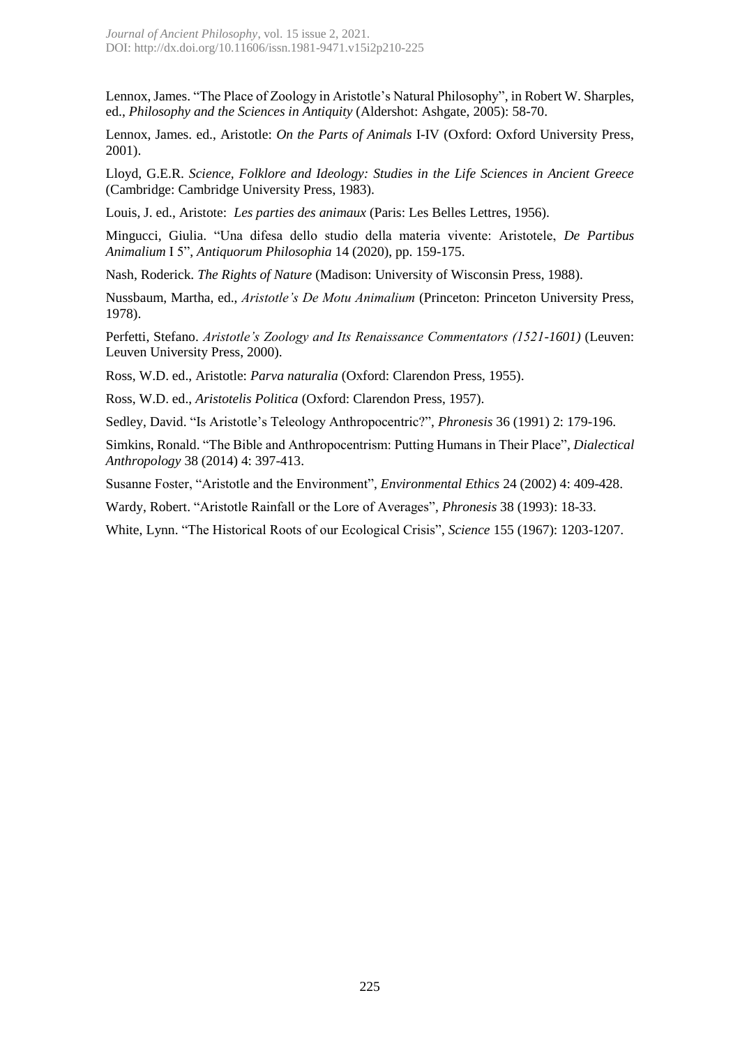Lennox, James. "The Place of Zoology in Aristotle's Natural Philosophy", in Robert W. Sharples, ed., *Philosophy and the Sciences in Antiquity* (Aldershot: Ashgate, 2005): 58-70.

Lennox, James. ed., Aristotle: *On the Parts of Animals* I-IV (Oxford: Oxford University Press, 2001).

Lloyd, G.E.R. *Science, Folklore and Ideology: Studies in the Life Sciences in Ancient Greece* (Cambridge: Cambridge University Press, 1983).

Louis, J. ed., Aristote: *Les parties des animaux* (Paris: Les Belles Lettres, 1956).

Mingucci, Giulia. "Una difesa dello studio della materia vivente: Aristotele, *De Partibus Animalium* I 5", *Antiquorum Philosophia* 14 (2020), pp. 159-175.

Nash, Roderick. *The Rights of Nature* (Madison: University of Wisconsin Press, 1988).

Nussbaum, Martha, ed., *Aristotle's De Motu Animalium* (Princeton: Princeton University Press, 1978).

Perfetti, Stefano. *Aristotle's Zoology and Its Renaissance Commentators (1521-1601)* (Leuven: Leuven University Press, 2000).

Ross, W.D. ed., Aristotle: *Parva naturalia* (Oxford: Clarendon Press, 1955).

Ross, W.D. ed., *Aristotelis Politica* (Oxford: Clarendon Press, 1957).

Sedley, David. "Is Aristotle's Teleology Anthropocentric?", *Phronesis* 36 (1991) 2: 179-196.

Simkins, Ronald. "The Bible and Anthropocentrism: Putting Humans in Their Place", *Dialectical Anthropology* 38 (2014) 4: 397-413.

Susanne Foster, "Aristotle and the Environment", *Environmental Ethics* 24 (2002) 4: 409-428.

Wardy, Robert. "Aristotle Rainfall or the Lore of Averages", *Phronesis* 38 (1993): 18-33.

White, Lynn. "The Historical Roots of our Ecological Crisis", *Science* 155 (1967): 1203-1207.